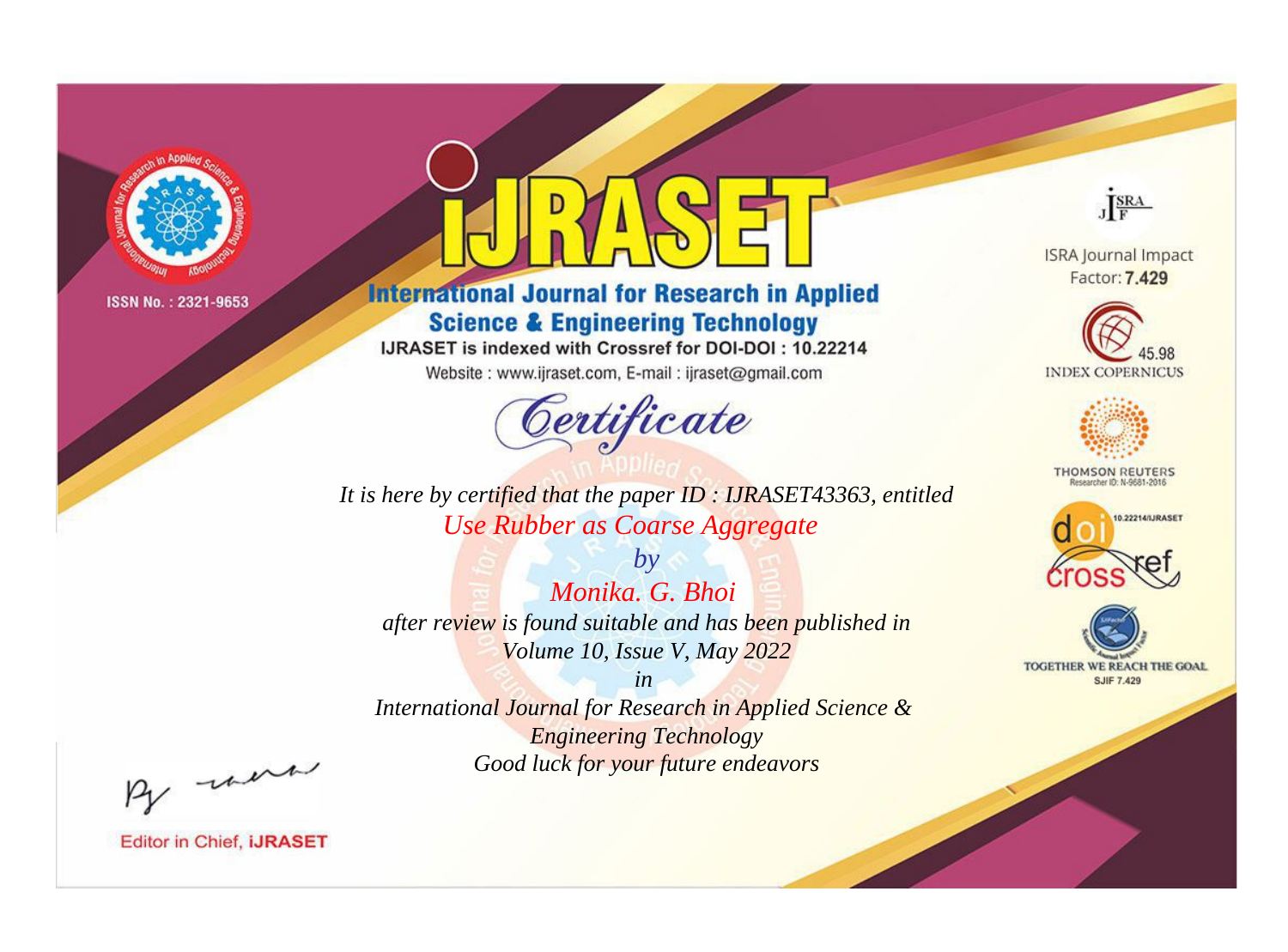ISSN No. : 2321-9653

# iJRASET

## International Journal for Research in Applied Science & Engineering Technology

IJRASET is indexed with Crossref for DOI-DOI : 10.22214

Website : www.ijraset.com, E-mail : ijraset@gmail.com

ISRA Journal Impact Factor: **7.429**

45.98 INDEX COPERNICUS

THOMSON REUTERS Researcher ID: N-9681-2016

10.22214/IJRASET

TOGETHER WE REACH THE GOAL SJIF 7.429

# *Certificate*

*It is here by certified that the paper ID : IJRASET43363, entitled*

*Use Rubber as Coarse Aggregate*

*by*

*Monika. G. Bhoi*

*after review is found suitable and has been published in*

*Volume 10, Issue V, May 2022*

*in*

*International Journal for Research in Applied Science & Engineering Technology*

*Good luck for your future endeavors*

Editor in Chief, **iJRASET**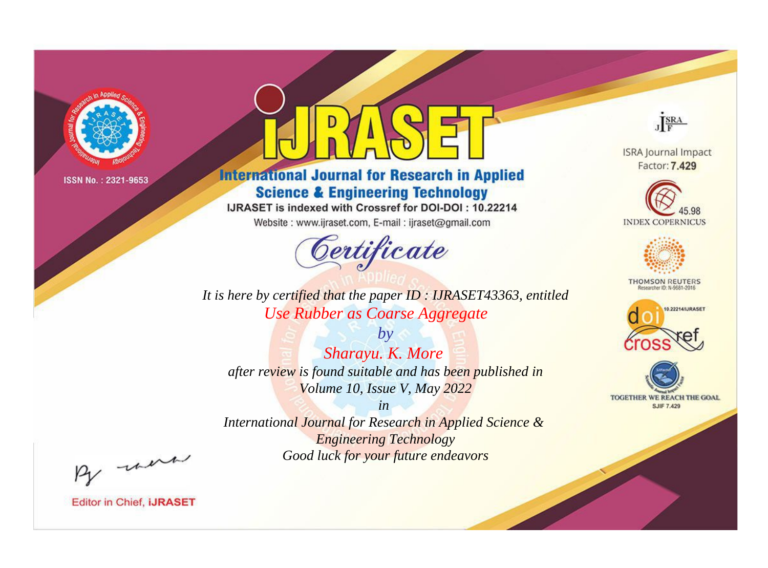ISSN No. : 2321-9653

# iJRASET

## International Journal for Research in Applied Science & Engineering Technology

IJRASET is indexed with Crossref for DOI-DOI : 10.22214

Website : www.ijraset.com, E-mail : ijraset@gmail.com

*Certificate*

*It is here by certified that the paper ID : IJRASET43363, entitled*

*Use Rubber as Coarse Aggregate*

*by*

*Sharayu. K. More*

*after review is found suitable and has been published in*

*Volume 10, Issue V, May 2022*

*in*

*International Journal for Research in Applied Science & Engineering Technology*

*Good luck for your future endeavors*

ISRA Journal Impact Factor: **7.429**

45.98 INDEX COPERNICUS

THOMSON REUTERS Researcher ID: N-9681-2016

10.22214/IJRASET

TOGETHER WE REACH THE GOAL SJIF 7.429

Editor in Chief, **iJRASET**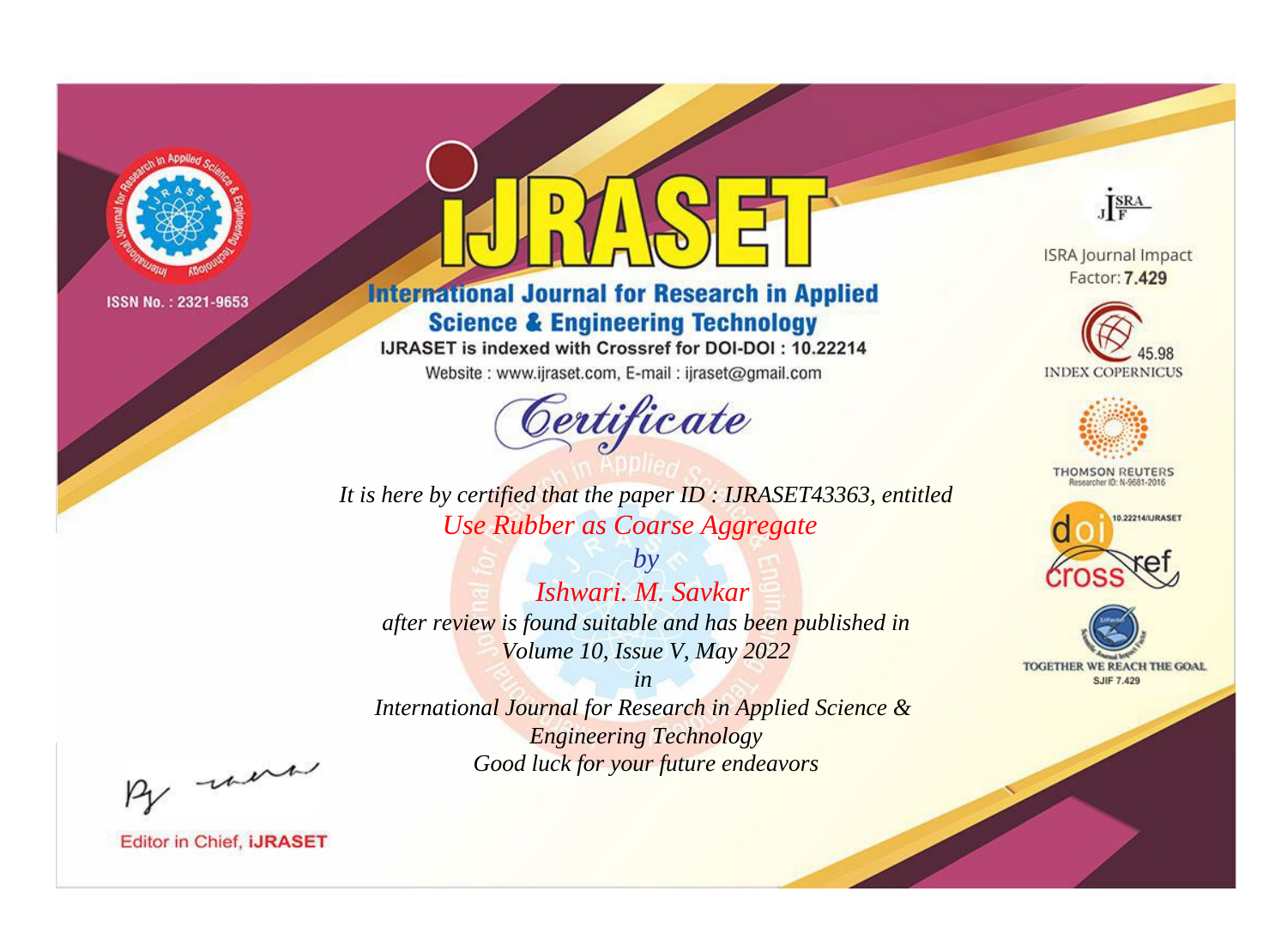ISSN No. : 2321-9653

# iJRASET

## International Journal for Research in Applied Science & Engineering Technology

IJRASET is indexed with Crossref for DOI-DOI : 10.22214

Website : www.ijraset.com, E-mail : ijraset@gmail.com

*Certificate*

*It is here by certified that the paper ID : IJRASET43363, entitled*

*Use Rubber as Coarse Aggregate*

*by*

*Ishwari. M. Savkar*

*after review is found suitable and has been published in*

*Volume 10, Issue V, May 2022*

*in*

*International Journal for Research in Applied Science & Engineering Technology*

*Good luck for your future endeavors*

ISRA Journal Impact Factor: **7.429**

45.98 INDEX COPERNICUS

THOMSON REUTERS Researcher ID: N-9681-2016

10.22214/IJRASET

TOGETHER WE REACH THE GOAL SJIF 7.429

Editor in Chief, **iJRASET**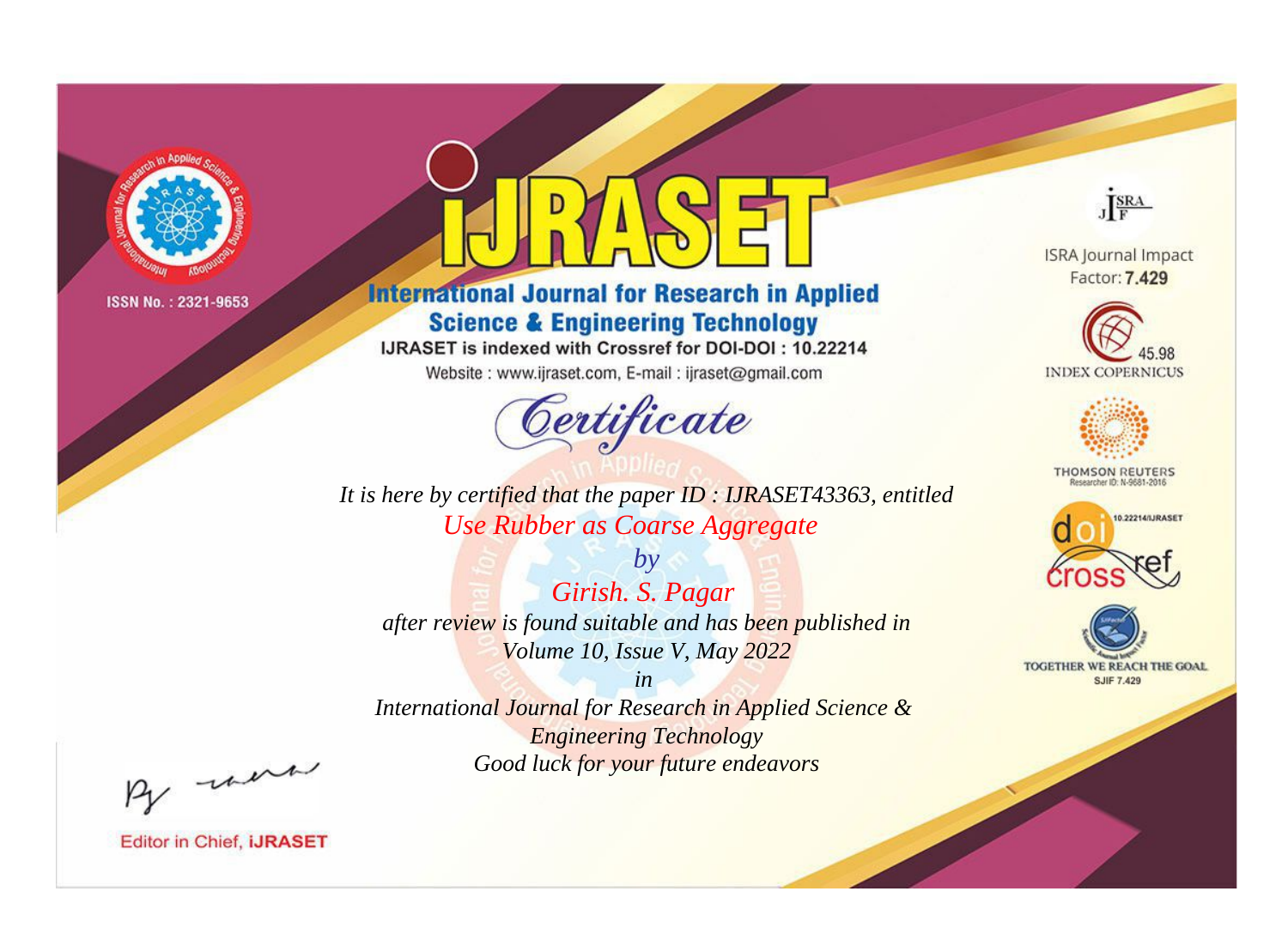ISSN No. : 2321-9653

# iJRASET

## International Journal for Research in Applied Science & Engineering Technology

IJRASET is indexed with Crossref for DOI-DOI : 10.22214

Website : www.ijraset.com, E-mail : ijraset@gmail.com

ISRA Journal Impact Factor: **7.429**

45.98 INDEX COPERNICUS

THOMSON REUTERS Researcher ID: N-9681-2016

10.22214/IJRASET

TOGETHER WE REACH THE GOAL SJIF 7.429

# *Certificate*

*It is here by certified that the paper ID : IJRASET43363, entitled*

*Use Rubber as Coarse Aggregate*

*by*

*Girish. S. Pagar*

*after review is found suitable and has been published in*

*Volume 10, Issue V, May 2022*

*in*

*International Journal for Research in Applied Science & Engineering Technology*

*Good luck for your future endeavors*

Editor in Chief, **iJRASET**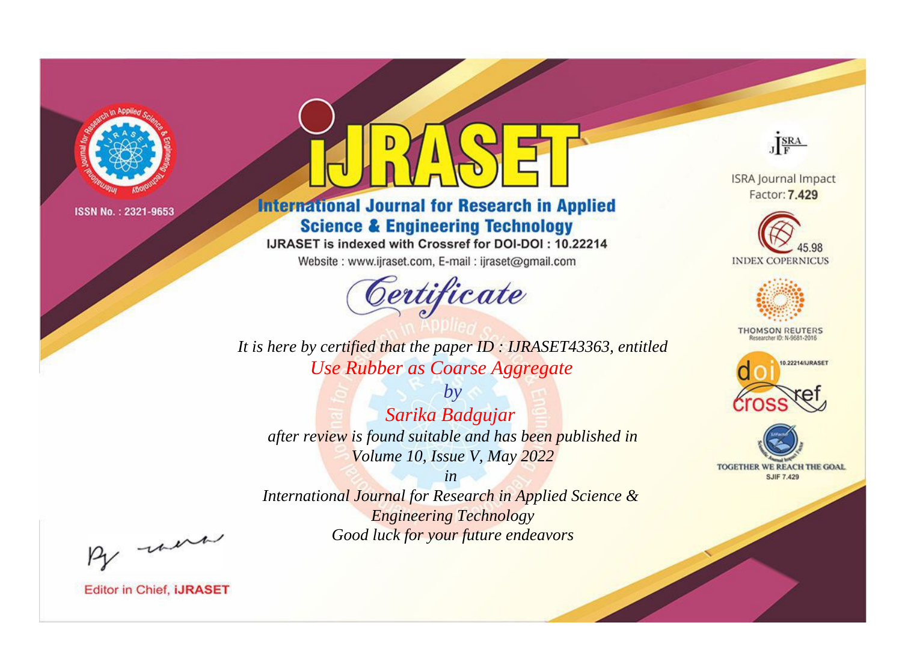ISSN No. : 2321-9653

# iJRASET

## International Journal for Research in Applied Science & Engineering Technology

IJRASET is indexed with Crossref for DOI-DOI : 10.22214

Website : www.ijraset.com, E-mail : ijraset@gmail.com

ISRA Journal Impact Factor: **7.429**

45.98 INDEX COPERNICUS

THOMSON REUTERS Researcher ID: N-9681-2016

10.22214/IJRASET

TOGETHER WE REACH THE GOAL SJIF 7.429

*Certificate*

*It is here by certified that the paper ID : IJRASET43363, entitled*

*Use Rubber as Coarse Aggregate*

*by*

*Sarika Badgujar*

*after review is found suitable and has been published in*

*Volume 10, Issue V, May 2022*

*in*

*International Journal for Research in Applied Science & Engineering Technology*

*Good luck for your future endeavors*

Editor in Chief, **iJRASET**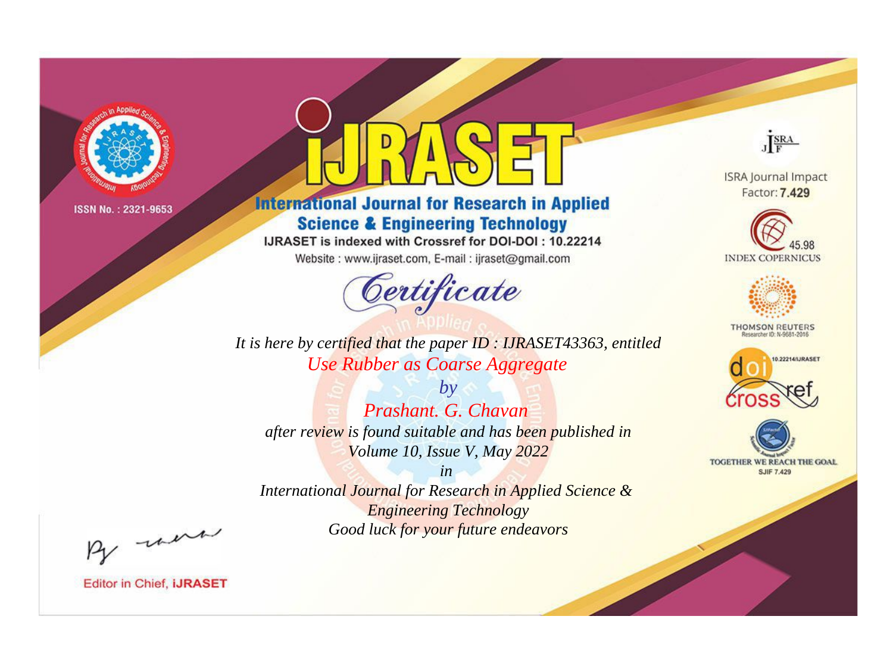ISSN No. : 2321-9653

# iJRASET

## International Journal for Research in Applied Science & Engineering Technology

IJRASET is indexed with Crossref for DOI-DOI : 10.22214

Website : www.ijraset.com, E-mail : ijraset@gmail.com

ISRA Journal Impact Factor: **7.429**

45.98 INDEX COPERNICUS

THOMSON REUTERS Researcher ID: N-9681-2016

10.22214/IJRASET

TOGETHER WE REACH THE GOAL SJIF 7.429

*Certificate*

*It is here by certified that the paper ID : IJRASET43363, entitled*

*Use Rubber as Coarse Aggregate*

*by*

*Prashant. G. Chavan*

*after review is found suitable and has been published in*

*Volume 10, Issue V, May 2022*

*in*

*International Journal for Research in Applied Science & Engineering Technology*

*Good luck for your future endeavors*

Editor in Chief, iJRASET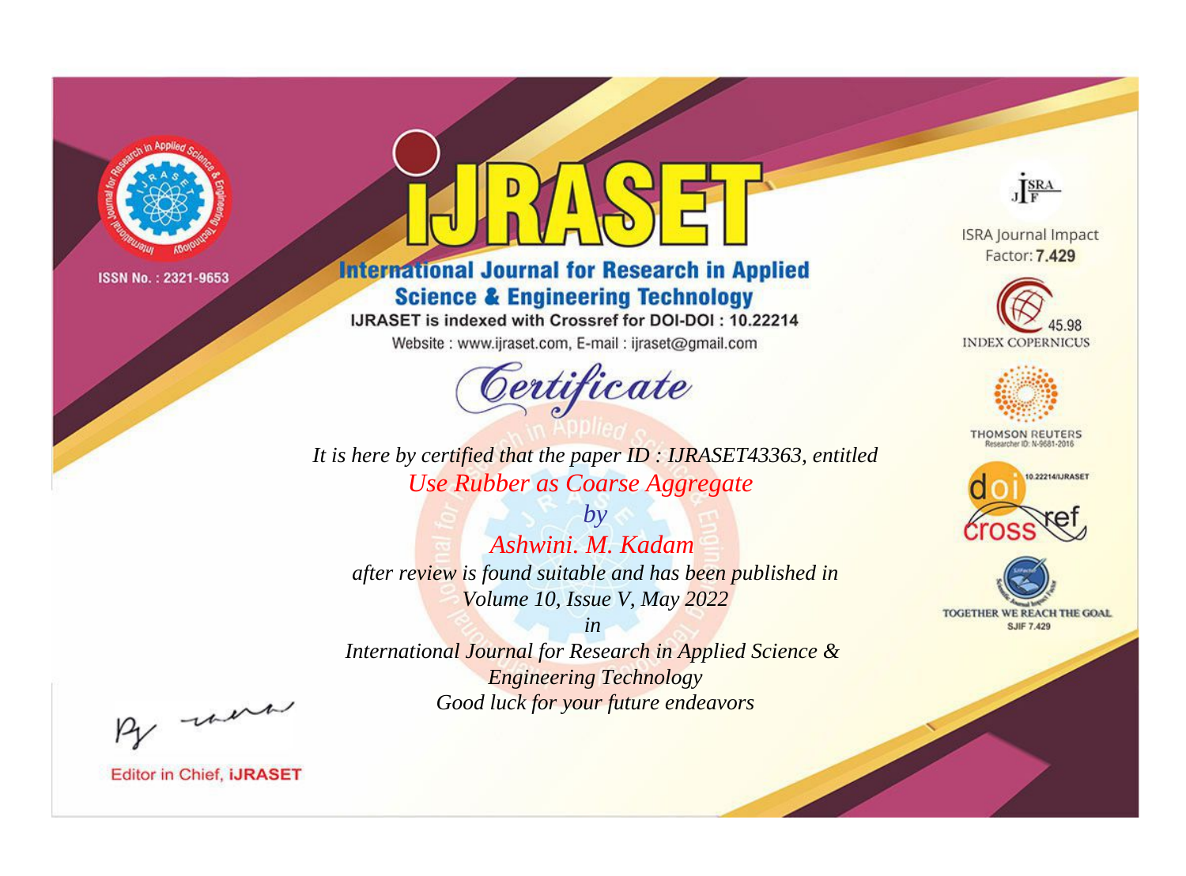ISSN No. : 2321-9653

# iJRASET

## International Journal for Research in Applied Science & Engineering Technology

IJRASET is indexed with Crossref for DOI-DOI : 10.22214

Website : www.ijraset.com, E-mail : ijraset@gmail.com

ISRA Journal Impact Factor: **7.429**

45.98 INDEX COPERNICUS

THOMSON REUTERS Researcher ID: N-9681-2016

10.22214/IJRASET

TOGETHER WE REACH THE GOAL SJIF 7.429

## *Certificate*

*It is here by certified that the paper ID : IJRASET43363, entitled*

*Use Rubber as Coarse Aggregate*

*by*

*Ashwini. M. Kadam*

*after review is found suitable and has been published in*

*Volume 10, Issue V, May 2022*

*in*

*International Journal for Research in Applied Science & Engineering Technology*

*Good luck for your future endeavors*

Editor in Chief, **iJRASET**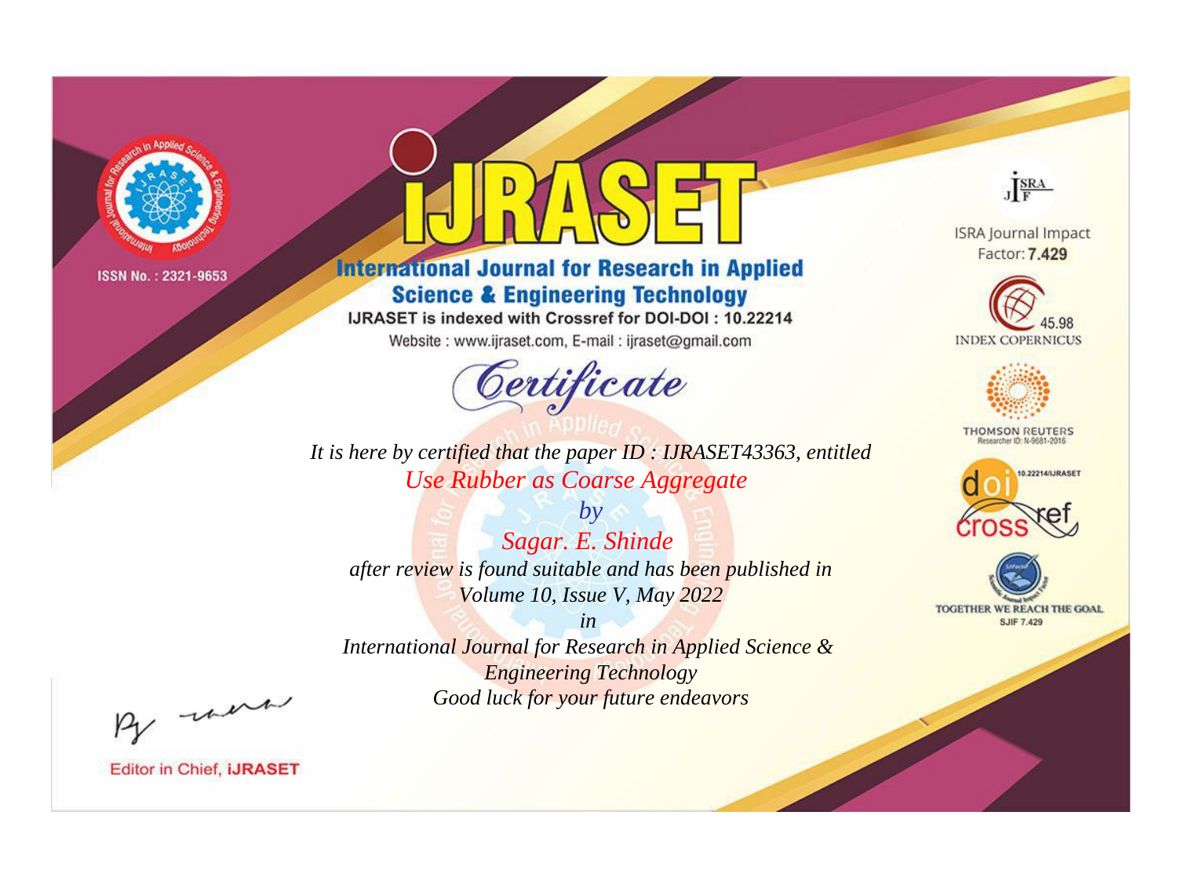ISSN No. : 2321-9653

# iJRASET

## International Journal for Research in Applied Science & Engineering Technology

IJRASET is indexed with Crossref for DOI-DOI : 10.22214

Website : www.ijraset.com, E-mail : ijraset@gmail.com

# Certificate

*It is here by certified that the paper ID : IJRASET43363, entitled*

*Use Rubber as Coarse Aggregate*

*by*

*Sagar. E. Shinde*

*after review is found suitable and has been published in*

*Volume 10, Issue V, May 2022*

*in*

*International Journal for Research in Applied Science & Engineering Technology*

*Good luck for your future endeavors*

ISRA Journal Impact Factor: **7.429**

45.98 INDEX COPERNICUS

THOMSON REUTERS
Researcher ID: N-9681-2016

10.22214/IJRASET

TOGETHER WE REACH THE GOAL
SJIF 7.429

Editor in Chief, **iJRASET**